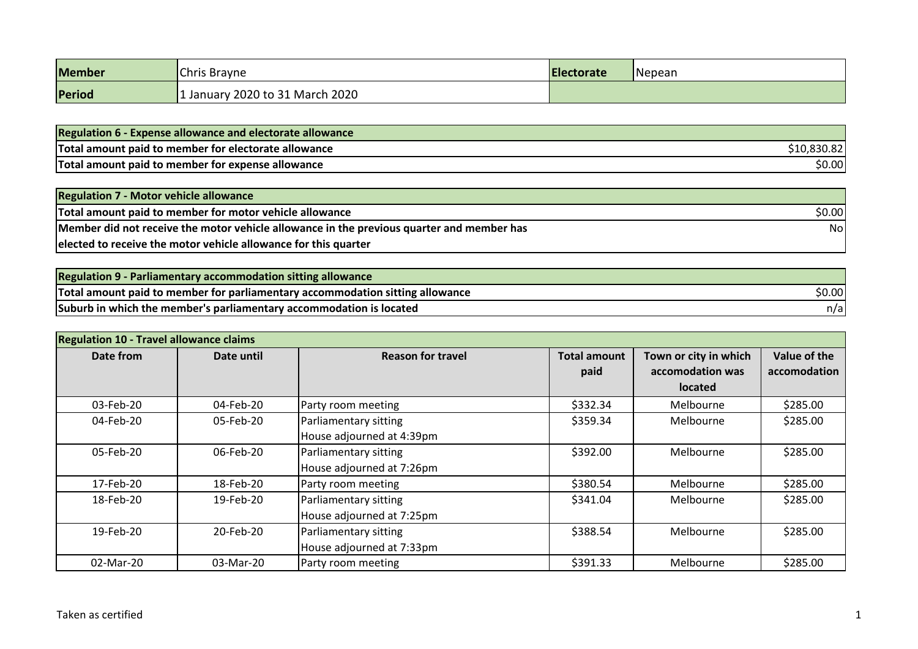| Member | Chris Brayne | Electorate | Nepean |
|---|---|---|---|
| Period | 1 January 2020 to 31 March 2020 | | |

| Regulation 6 - Expense allowance and electorate allowance | |
|---|---|
| Total amount paid to member for electorate allowance | $10,830.82 |
| Total amount paid to member for expense allowance | $0.00 |

| Regulation 7 - Motor vehicle allowance | |
|---|---|
| Total amount paid to member for motor vehicle allowance | $0.00 |
| Member did not receive the motor vehicle allowance in the previous quarter and member has elected to receive the motor vehicle allowance for this quarter | No |

| Regulation 9 - Parliamentary accommodation sitting allowance | |
|---|---|
| Total amount paid to member for parliamentary accommodation sitting allowance | $0.00 |
| Suburb in which the member's parliamentary accommodation is located | n/a |

**Regulation 10 - Travel allowance claims**

| Date from | Date until | Reason for travel | Total amount paid | Town or city in which accomodation was located | Value of the accomodation |
|---|---|---|---|---|---|
| 03-Feb-20 | 04-Feb-20 | Party room meeting | $332.34 | Melbourne | $285.00 |
| 04-Feb-20 | 05-Feb-20 | Parliamentary sitting House adjourned at 4:39pm | $359.34 | Melbourne | $285.00 |
| 05-Feb-20 | 06-Feb-20 | Parliamentary sitting House adjourned at 7:26pm | $392.00 | Melbourne | $285.00 |
| 17-Feb-20 | 18-Feb-20 | Party room meeting | $380.54 | Melbourne | $285.00 |
| 18-Feb-20 | 19-Feb-20 | Parliamentary sitting House adjourned at 7:25pm | $341.04 | Melbourne | $285.00 |
| 19-Feb-20 | 20-Feb-20 | Parliamentary sitting House adjourned at 7:33pm | $388.54 | Melbourne | $285.00 |
| 02-Mar-20 | 03-Mar-20 | Party room meeting | $391.33 | Melbourne | $285.00 |

Taken as certified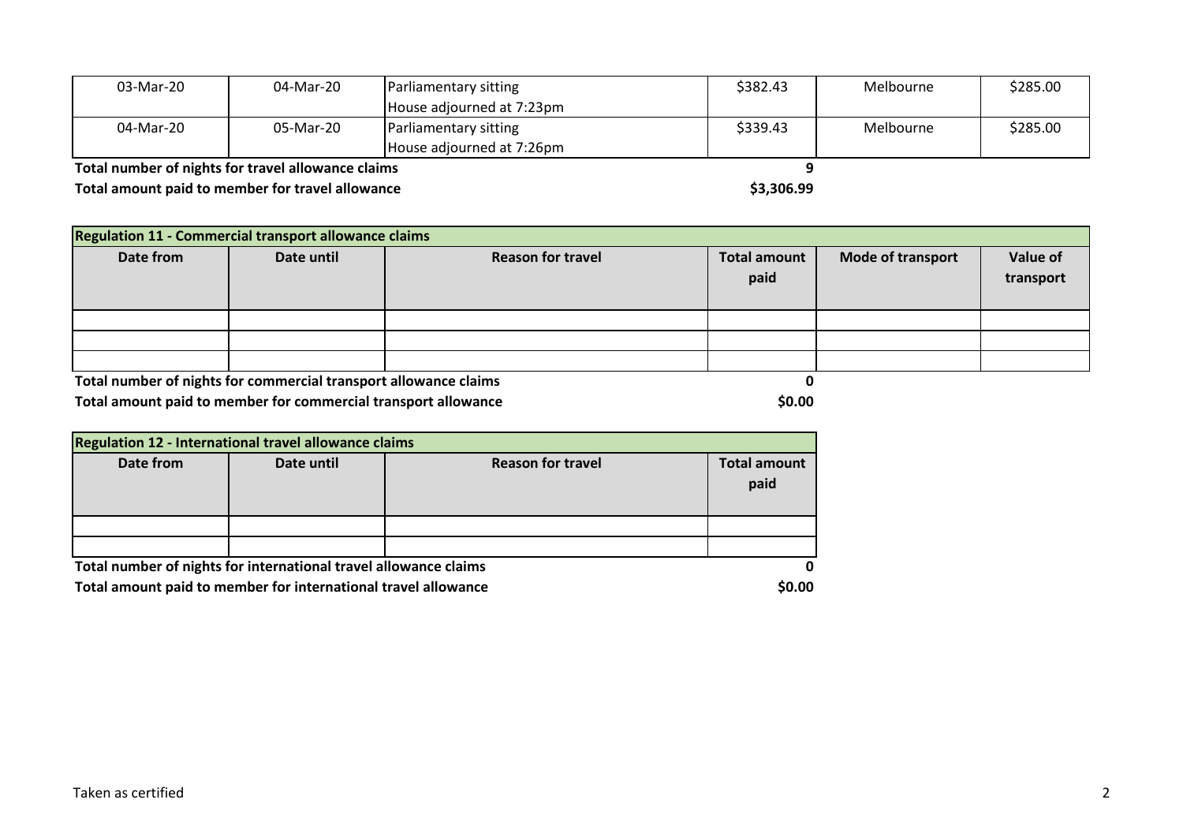| | | | | | |
|---|---|---|---|---|---|
| 03-Mar-20 | 04-Mar-20 | Parliamentary sitting<br>House adjourned at 7:23pm | $382.43 | Melbourne | $285.00 |
| 04-Mar-20 | 05-Mar-20 | Parliamentary sitting<br>House adjourned at 7:26pm | $339.43 | Melbourne | $285.00 |

**Total number of nights for travel allowance claims** **9**

**Total amount paid to member for travel allowance** **$3,306.99**

**Regulation 11 - Commercial transport allowance claims**

| Date from | Date until | Reason for travel | Total amount paid | Mode of transport | Value of transport |
|---|---|---|---|---|---|
| | | | | | |
| | | | | | |
| | | | | | |

**Total number of nights for commercial transport allowance claims** **0**

**Total amount paid to member for commercial transport allowance** **$0.00**

**Regulation 12 - International travel allowance claims**

| Date from | Date until | Reason for travel | Total amount paid |
|---|---|---|---|
| | | | |
| | | | |

**Total number of nights for international travel allowance claims** **0**

**Total amount paid to member for international travel allowance** **$0.00**

Taken as certified